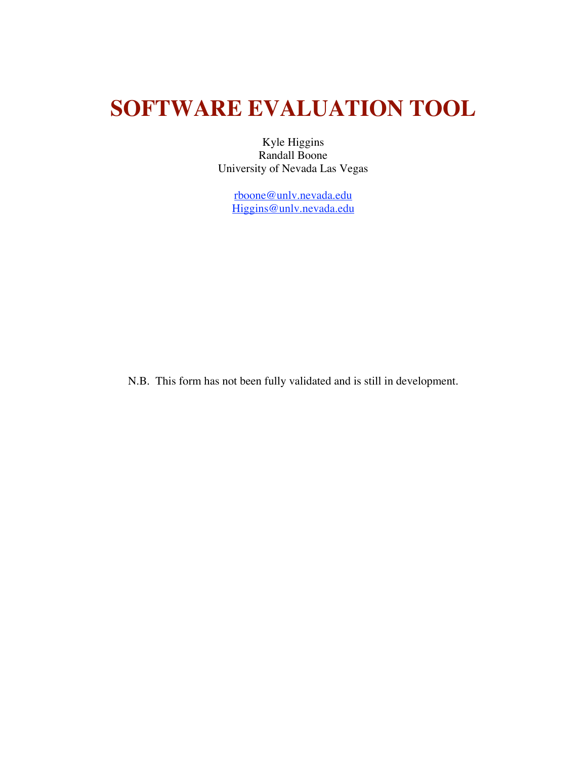# SOFTWARE EVALUATION TOOL

Kyle Higgins
Randall Boone
University of Nevada Las Vegas

rboone@unlv.nevada.edu
Higgins@unlv.nevada.edu

N.B. This form has not been fully validated and is still in development.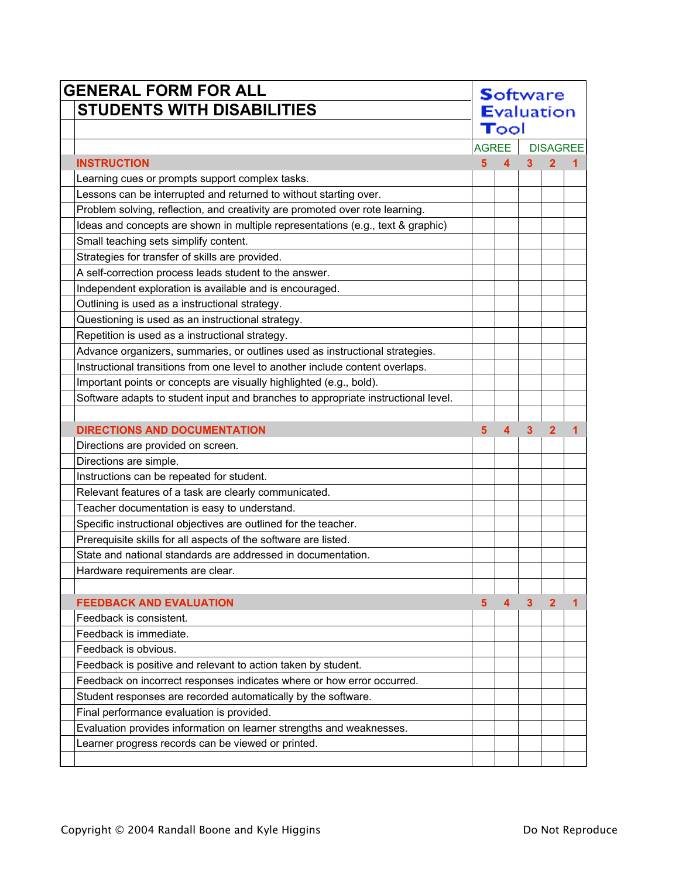# GENERAL FORM FOR ALL

## STUDENTS WITH DISABILITIES

**Software Evaluation Tool**

| | AGREE | | | | DISAGREE |
|---|---|---|---|---|---|
| **INSTRUCTION** | **5** | **4** | **3** | **2** | **1** |
| Learning cues or prompts support complex tasks. | | | | | |
| Lessons can be interrupted and returned to without starting over. | | | | | |
| Problem solving, reflection, and creativity are promoted over rote learning. | | | | | |
| Ideas and concepts are shown in multiple representations (e.g., text & graphic) | | | | | |
| Small teaching sets simplify content. | | | | | |
| Strategies for transfer of skills are provided. | | | | | |
| A self-correction process leads student to the answer. | | | | | |
| Independent exploration is available and is encouraged. | | | | | |
| Outlining is used as a instructional strategy. | | | | | |
| Questioning is used as an instructional strategy. | | | | | |
| Repetition is used as a instructional strategy. | | | | | |
| Advance organizers, summaries, or outlines used as instructional strategies. | | | | | |
| Instructional transitions from one level to another include content overlaps. | | | | | |
| Important points or concepts are visually highlighted (e.g., bold). | | | | | |
| Software adapts to student input and branches to appropriate instructional level. | | | | | |
| | | | | | |
| **DIRECTIONS AND DOCUMENTATION** | **5** | **4** | **3** | **2** | **1** |
| Directions are provided on screen. | | | | | |
| Directions are simple. | | | | | |
| Instructions can be repeated for student. | | | | | |
| Relevant features of a task are clearly communicated. | | | | | |
| Teacher documentation is easy to understand. | | | | | |
| Specific instructional objectives are outlined for the teacher. | | | | | |
| Prerequisite skills for all aspects of the software are listed. | | | | | |
| State and national standards are addressed in documentation. | | | | | |
| Hardware requirements are clear. | | | | | |
| | | | | | |
| **FEEDBACK AND EVALUATION** | **5** | **4** | **3** | **2** | **1** |
| Feedback is consistent. | | | | | |
| Feedback is immediate. | | | | | |
| Feedback is obvious. | | | | | |
| Feedback is positive and relevant to action taken by student. | | | | | |
| Feedback on incorrect responses indicates where or how error occurred. | | | | | |
| Student responses are recorded automatically by the software. | | | | | |
| Final performance evaluation is provided. | | | | | |
| Evaluation provides information on learner strengths and weaknesses. | | | | | |
| Learner progress records can be viewed or printed. | | | | | |
| | | | | | |

Copyright © 2004 Randall Boone and Kyle Higgins

Do Not Reproduce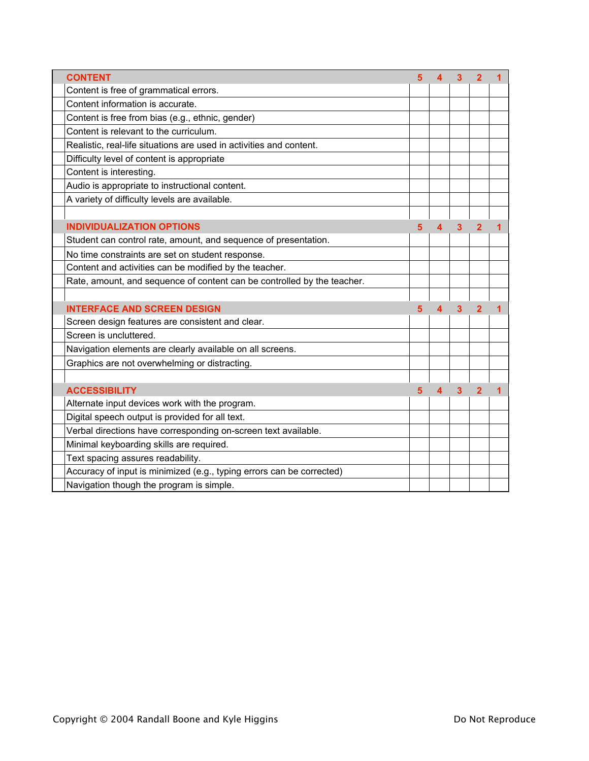| CONTENT | 5 | 4 | 3 | 2 | 1 |
|---|---|---|---|---|---|
| Content is free of grammatical errors. | | | | | |
| Content information is accurate. | | | | | |
| Content is free from bias (e.g., ethnic, gender) | | | | | |
| Content is relevant to the curriculum. | | | | | |
| Realistic, real-life situations are used in activities and content. | | | | | |
| Difficulty level of content is appropriate | | | | | |
| Content is interesting. | | | | | |
| Audio is appropriate to instructional content. | | | | | |
| A variety of difficulty levels are available. | | | | | |
| | | | | | |
| **INDIVIDUALIZATION OPTIONS** | **5** | **4** | **3** | **2** | **1** |
| Student can control rate, amount, and sequence of presentation. | | | | | |
| No time constraints are set on student response. | | | | | |
| Content and activities can be modified by the teacher. | | | | | |
| Rate, amount, and sequence of content can be controlled by the teacher. | | | | | |
| | | | | | |
| **INTERFACE AND SCREEN DESIGN** | **5** | **4** | **3** | **2** | **1** |
| Screen design features are consistent and clear. | | | | | |
| Screen is uncluttered. | | | | | |
| Navigation elements are clearly available on all screens. | | | | | |
| Graphics are not overwhelming or distracting. | | | | | |
| | | | | | |
| **ACCESSIBILITY** | **5** | **4** | **3** | **2** | **1** |
| Alternate input devices work with the program. | | | | | |
| Digital speech output is provided for all text. | | | | | |
| Verbal directions have corresponding on-screen text available. | | | | | |
| Minimal keyboarding skills are required. | | | | | |
| Text spacing assures readability. | | | | | |
| Accuracy of input is minimized (e.g., typing errors can be corrected) | | | | | |
| Navigation though the program is simple. | | | | | |

Copyright © 2004 Randall Boone and Kyle Higgins — Do Not Reproduce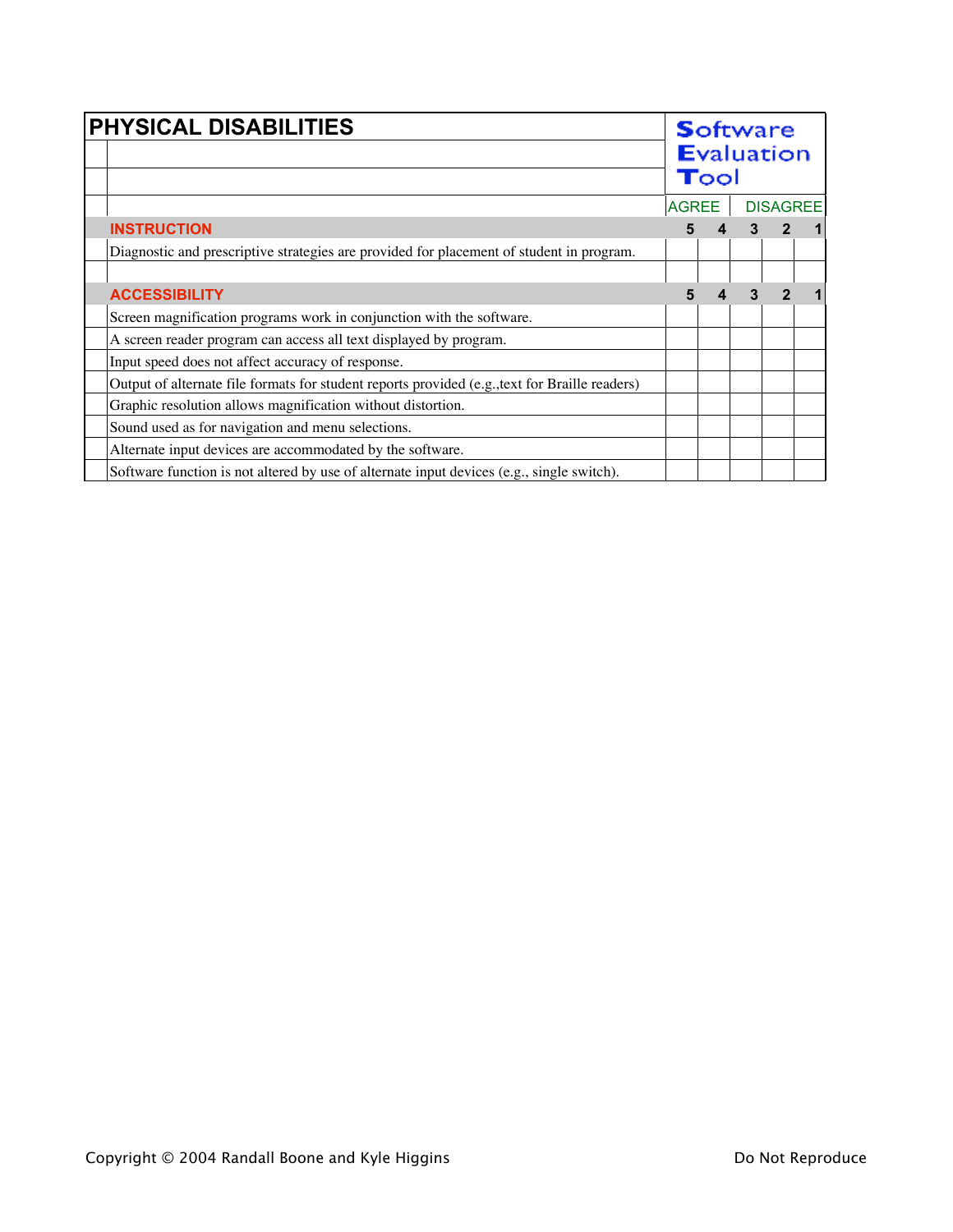# PHYSICAL DISABILITIES

**Software Evaluation Tool**

| | AGREE | | | | DISAGREE |
|---|---|---|---|---|---|
| **INSTRUCTION** | **5** | **4** | **3** | **2** | **1** |
| Diagnostic and prescriptive strategies are provided for placement of student in program. | | | | | |
| | | | | | |
| **ACCESSIBILITY** | **5** | **4** | **3** | **2** | **1** |
| Screen magnification programs work in conjunction with the software. | | | | | |
| A screen reader program can access all text displayed by program. | | | | | |
| Input speed does not affect accuracy of response. | | | | | |
| Output of alternate file formats for student reports provided (e.g.,text for Braille readers) | | | | | |
| Graphic resolution allows magnification without distortion. | | | | | |
| Sound used as for navigation and menu selections. | | | | | |
| Alternate input devices are accommodated by the software. | | | | | |
| Software function is not altered by use of alternate input devices (e.g., single switch). | | | | | |

Copyright © 2004 Randall Boone and Kyle Higgins — Do Not Reproduce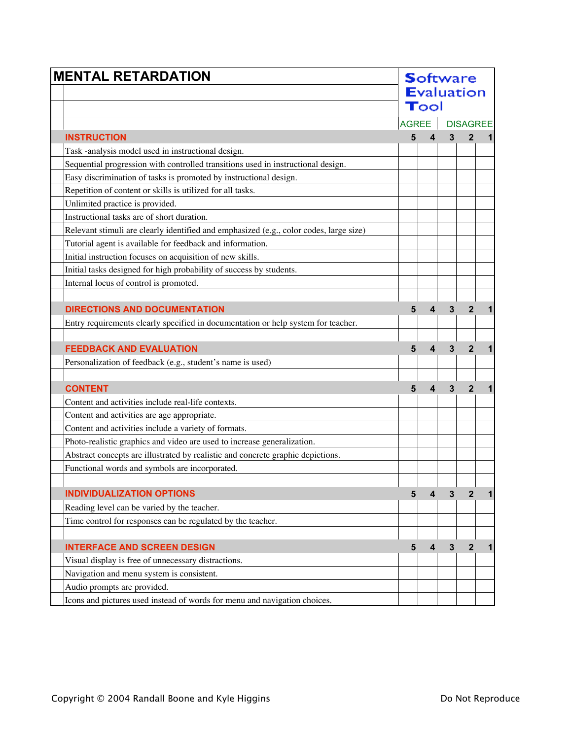# MENTAL RETARDATION

**Software Evaluation Tool**

| | AGREE | | | | DISAGREE |
|---|---|---|---|---|---|
| **INSTRUCTION** | **5** | **4** | **3** | **2** | **1** |
| Task -analysis model used in instructional design. | | | | | |
| Sequential progression with controlled transitions used in instructional design. | | | | | |
| Easy discrimination of tasks is promoted by instructional design. | | | | | |
| Repetition of content or skills is utilized for all tasks. | | | | | |
| Unlimited practice is provided. | | | | | |
| Instructional tasks are of short duration. | | | | | |
| Relevant stimuli are clearly identified and emphasized (e.g., color codes, large size) | | | | | |
| Tutorial agent is available for feedback and information. | | | | | |
| Initial instruction focuses on acquisition of new skills. | | | | | |
| Initial tasks designed for high probability of success by students. | | | | | |
| Internal locus of control is promoted. | | | | | |
| | | | | | |
| **DIRECTIONS AND DOCUMENTATION** | **5** | **4** | **3** | **2** | **1** |
| Entry requirements clearly specified in documentation or help system for teacher. | | | | | |
| | | | | | |
| **FEEDBACK AND EVALUATION** | **5** | **4** | **3** | **2** | **1** |
| Personalization of feedback (e.g., student's name is used) | | | | | |
| | | | | | |
| **CONTENT** | **5** | **4** | **3** | **2** | **1** |
| Content and activities include real-life contexts. | | | | | |
| Content and activities are age appropriate. | | | | | |
| Content and activities include a variety of formats. | | | | | |
| Photo-realistic graphics and video are used to increase generalization. | | | | | |
| Abstract concepts are illustrated by realistic and concrete graphic depictions. | | | | | |
| Functional words and symbols are incorporated. | | | | | |
| | | | | | |
| **INDIVIDUALIZATION OPTIONS** | **5** | **4** | **3** | **2** | **1** |
| Reading level can be varied by the teacher. | | | | | |
| Time control for responses can be regulated by the teacher. | | | | | |
| | | | | | |
| **INTERFACE AND SCREEN DESIGN** | **5** | **4** | **3** | **2** | **1** |
| Visual display is free of unnecessary distractions. | | | | | |
| Navigation and menu system is consistent. | | | | | |
| Audio prompts are provided. | | | | | |
| Icons and pictures used instead of words for menu and navigation choices. | | | | | |

Copyright © 2004 Randall Boone and Kyle Higgins — Do Not Reproduce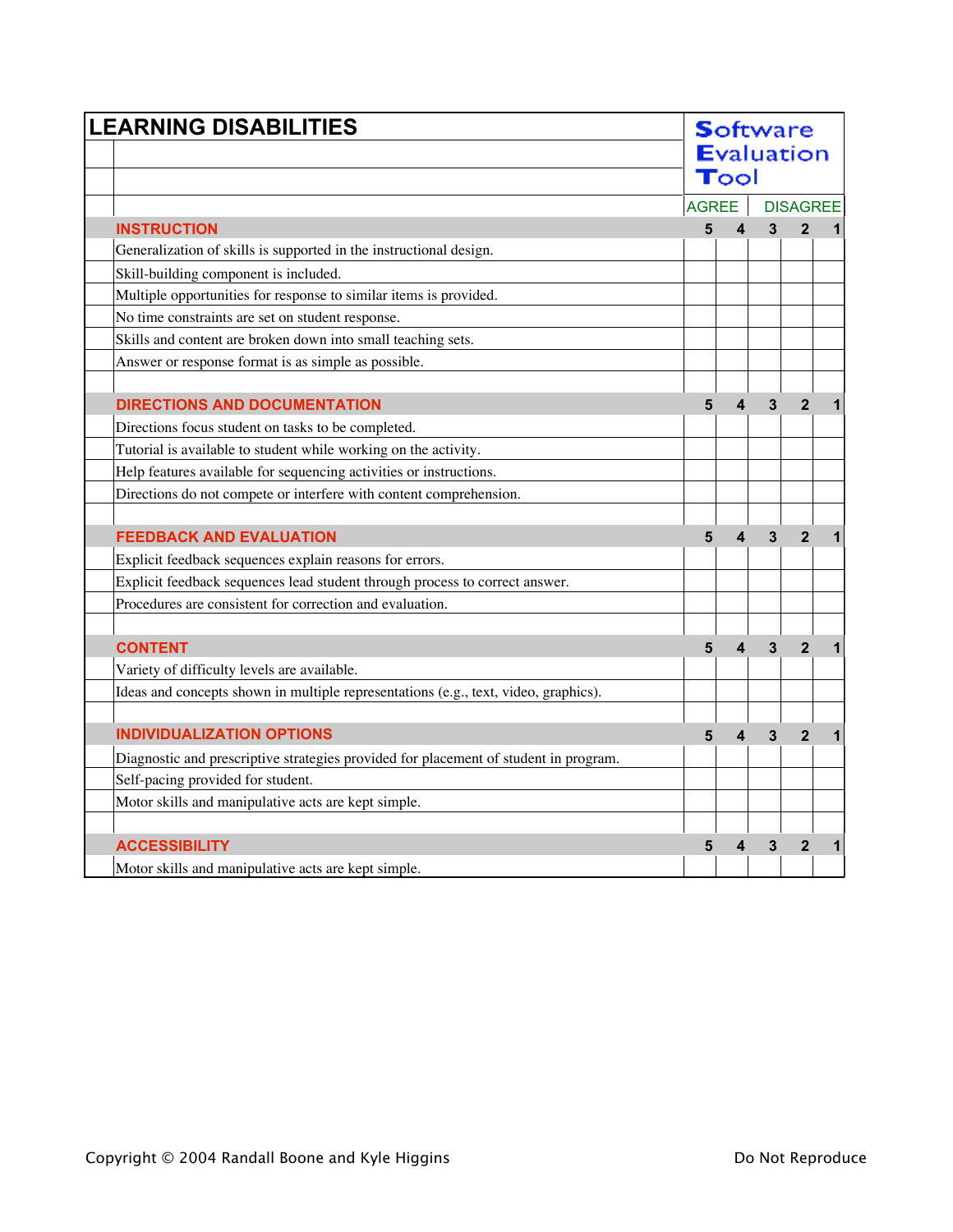# LEARNING DISABILITIES

**Software Evaluation Tool**

| | AGREE | | | | DISAGREE |
|---|---|---|---|---|---|
| **INSTRUCTION** | **5** | **4** | **3** | **2** | **1** |
| Generalization of skills is supported in the instructional design. | | | | | |
| Skill-building component is included. | | | | | |
| Multiple opportunities for response to similar items is provided. | | | | | |
| No time constraints are set on student response. | | | | | |
| Skills and content are broken down into small teaching sets. | | | | | |
| Answer or response format is as simple as possible. | | | | | |
| | | | | | |
| **DIRECTIONS AND DOCUMENTATION** | **5** | **4** | **3** | **2** | **1** |
| Directions focus student on tasks to be completed. | | | | | |
| Tutorial is available to student while working on the activity. | | | | | |
| Help features available for sequencing activities or instructions. | | | | | |
| Directions do not compete or interfere with content comprehension. | | | | | |
| | | | | | |
| **FEEDBACK AND EVALUATION** | **5** | **4** | **3** | **2** | **1** |
| Explicit feedback sequences explain reasons for errors. | | | | | |
| Explicit feedback sequences lead student through process to correct answer. | | | | | |
| Procedures are consistent for correction and evaluation. | | | | | |
| | | | | | |
| **CONTENT** | **5** | **4** | **3** | **2** | **1** |
| Variety of difficulty levels are available. | | | | | |
| Ideas and concepts shown in multiple representations (e.g., text, video, graphics). | | | | | |
| | | | | | |
| **INDIVIDUALIZATION OPTIONS** | **5** | **4** | **3** | **2** | **1** |
| Diagnostic and prescriptive strategies provided for placement of student in program. | | | | | |
| Self-pacing provided for student. | | | | | |
| Motor skills and manipulative acts are kept simple. | | | | | |
| | | | | | |
| **ACCESSIBILITY** | **5** | **4** | **3** | **2** | **1** |
| Motor skills and manipulative acts are kept simple. | | | | | |

Copyright © 2004 Randall Boone and Kyle Higgins Do Not Reproduce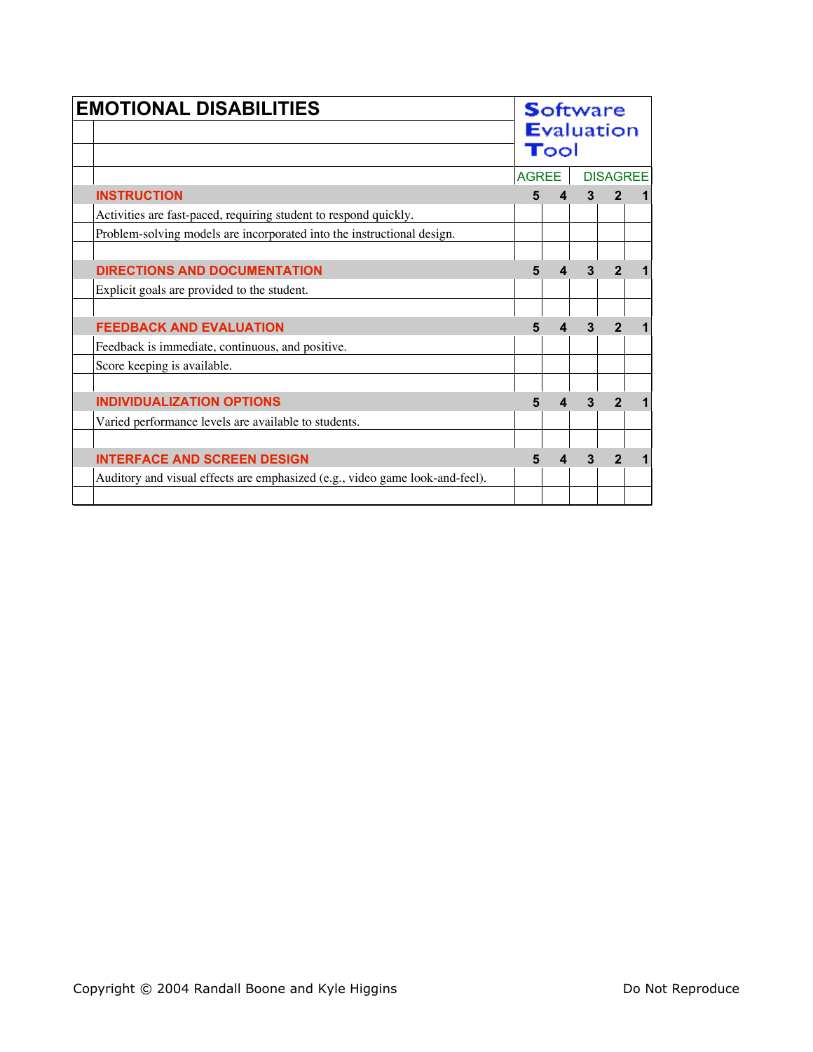# EMOTIONAL DISABILITIES

**Software Evaluation Tool**

| | AGREE | | | | DISAGREE |
|---|---|---|---|---|---|
| **INSTRUCTION** | **5** | **4** | **3** | **2** | **1** |
| Activities are fast-paced, requiring student to respond quickly. | | | | | |
| Problem-solving models are incorporated into the instructional design. | | | | | |
| | | | | | |
| **DIRECTIONS AND DOCUMENTATION** | **5** | **4** | **3** | **2** | **1** |
| Explicit goals are provided to the student. | | | | | |
| | | | | | |
| **FEEDBACK AND EVALUATION** | **5** | **4** | **3** | **2** | **1** |
| Feedback is immediate, continuous, and positive. | | | | | |
| Score keeping is available. | | | | | |
| | | | | | |
| **INDIVIDUALIZATION OPTIONS** | **5** | **4** | **3** | **2** | **1** |
| Varied performance levels are available to students. | | | | | |
| | | | | | |
| **INTERFACE AND SCREEN DESIGN** | **5** | **4** | **3** | **2** | **1** |
| Auditory and visual effects are emphasized (e.g., video game look-and-feel). | | | | | |
| | | | | | |

Copyright © 2004 Randall Boone and Kyle Higgins    Do Not Reproduce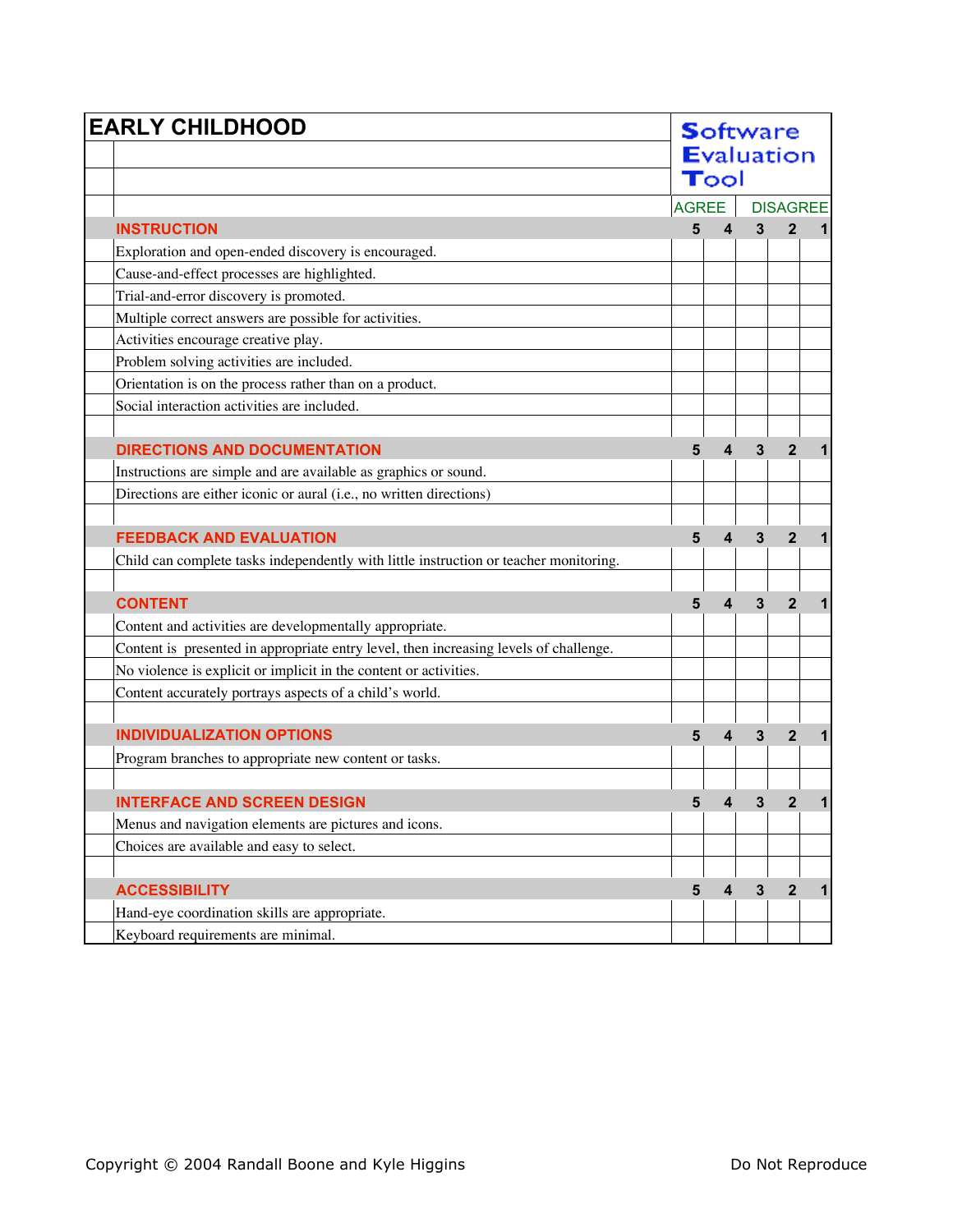| EARLY CHILDHOOD | Software Evaluation Tool | | | | |
|---|---|---|---|---|---|
| | AGREE | | | | DISAGREE |
| **INSTRUCTION** | **5** | **4** | **3** | **2** | **1** |
| Exploration and open-ended discovery is encouraged. | | | | | |
| Cause-and-effect processes are highlighted. | | | | | |
| Trial-and-error discovery is promoted. | | | | | |
| Multiple correct answers are possible for activities. | | | | | |
| Activities encourage creative play. | | | | | |
| Problem solving activities are included. | | | | | |
| Orientation is on the process rather than on a product. | | | | | |
| Social interaction activities are included. | | | | | |
| | | | | | |
| **DIRECTIONS AND DOCUMENTATION** | **5** | **4** | **3** | **2** | **1** |
| Instructions are simple and are available as graphics or sound. | | | | | |
| Directions are either iconic or aural (i.e., no written directions) | | | | | |
| | | | | | |
| **FEEDBACK AND EVALUATION** | **5** | **4** | **3** | **2** | **1** |
| Child can complete tasks independently with little instruction or teacher monitoring. | | | | | |
| | | | | | |
| **CONTENT** | **5** | **4** | **3** | **2** | **1** |
| Content and activities are developmentally appropriate. | | | | | |
| Content is presented in appropriate entry level, then increasing levels of challenge. | | | | | |
| No violence is explicit or implicit in the content or activities. | | | | | |
| Content accurately portrays aspects of a child's world. | | | | | |
| | | | | | |
| **INDIVIDUALIZATION OPTIONS** | **5** | **4** | **3** | **2** | **1** |
| Program branches to appropriate new content or tasks. | | | | | |
| | | | | | |
| **INTERFACE AND SCREEN DESIGN** | **5** | **4** | **3** | **2** | **1** |
| Menus and navigation elements are pictures and icons. | | | | | |
| Choices are available and easy to select. | | | | | |
| | | | | | |
| **ACCESSIBILITY** | **5** | **4** | **3** | **2** | **1** |
| Hand-eye coordination skills are appropriate. | | | | | |
| Keyboard requirements are minimal. | | | | | |

Copyright © 2004 Randall Boone and Kyle Higgins

Do Not Reproduce